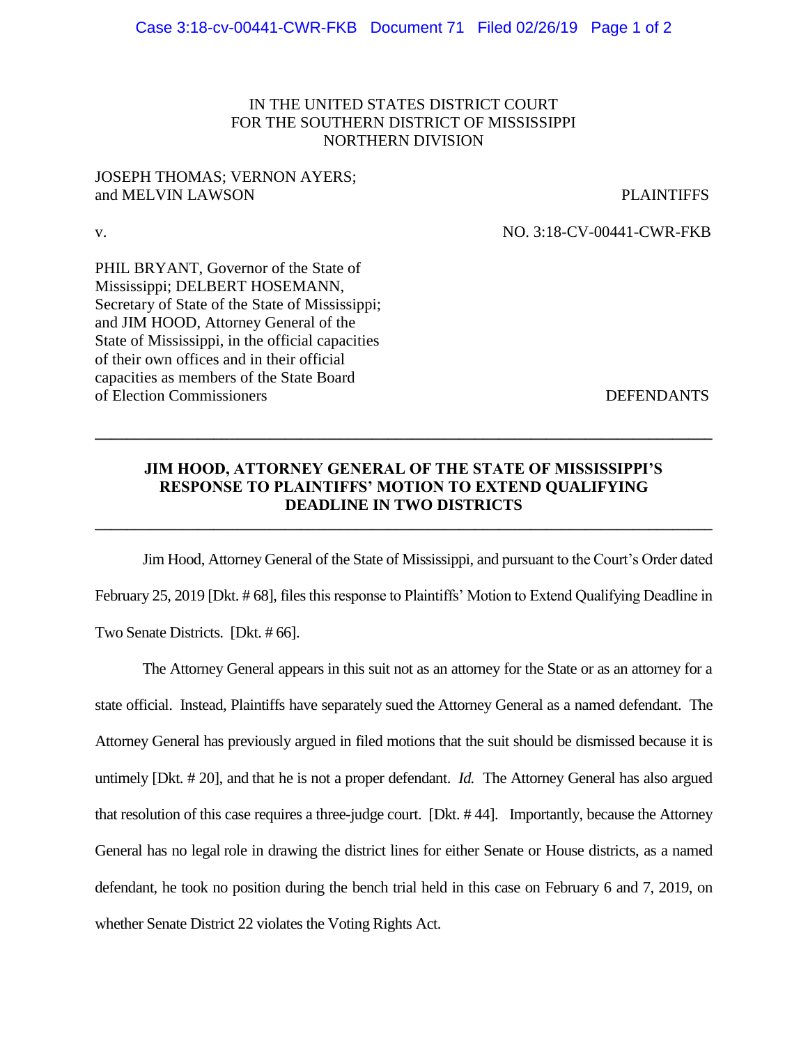IN THE UNITED STATES DISTRICT COURT
FOR THE SOUTHERN DISTRICT OF MISSISSIPPI
NORTHERN DIVISION

JOSEPH THOMAS; VERNON AYERS;
and MELVIN LAWSON — PLAINTIFFS

v. — NO. 3:18-CV-00441-CWR-FKB

PHIL BRYANT, Governor of the State of Mississippi; DELBERT HOSEMANN, Secretary of State of the State of Mississippi; and JIM HOOD, Attorney General of the State of Mississippi, in the official capacities of their own offices and in their official capacities as members of the State Board of Election Commissioners — DEFENDANTS

---

**JIM HOOD, ATTORNEY GENERAL OF THE STATE OF MISSISSIPPI'S RESPONSE TO PLAINTIFFS' MOTION TO EXTEND QUALIFYING DEADLINE IN TWO DISTRICTS**

---

Jim Hood, Attorney General of the State of Mississippi, and pursuant to the Court's Order dated February 25, 2019 [Dkt. # 68], files this response to Plaintiffs' Motion to Extend Qualifying Deadline in Two Senate Districts. [Dkt. # 66].

The Attorney General appears in this suit not as an attorney for the State or as an attorney for a state official. Instead, Plaintiffs have separately sued the Attorney General as a named defendant. The Attorney General has previously argued in filed motions that the suit should be dismissed because it is untimely [Dkt. # 20], and that he is not a proper defendant. *Id.* The Attorney General has also argued that resolution of this case requires a three-judge court. [Dkt. # 44]. Importantly, because the Attorney General has no legal role in drawing the district lines for either Senate or House districts, as a named defendant, he took no position during the bench trial held in this case on February 6 and 7, 2019, on whether Senate District 22 violates the Voting Rights Act.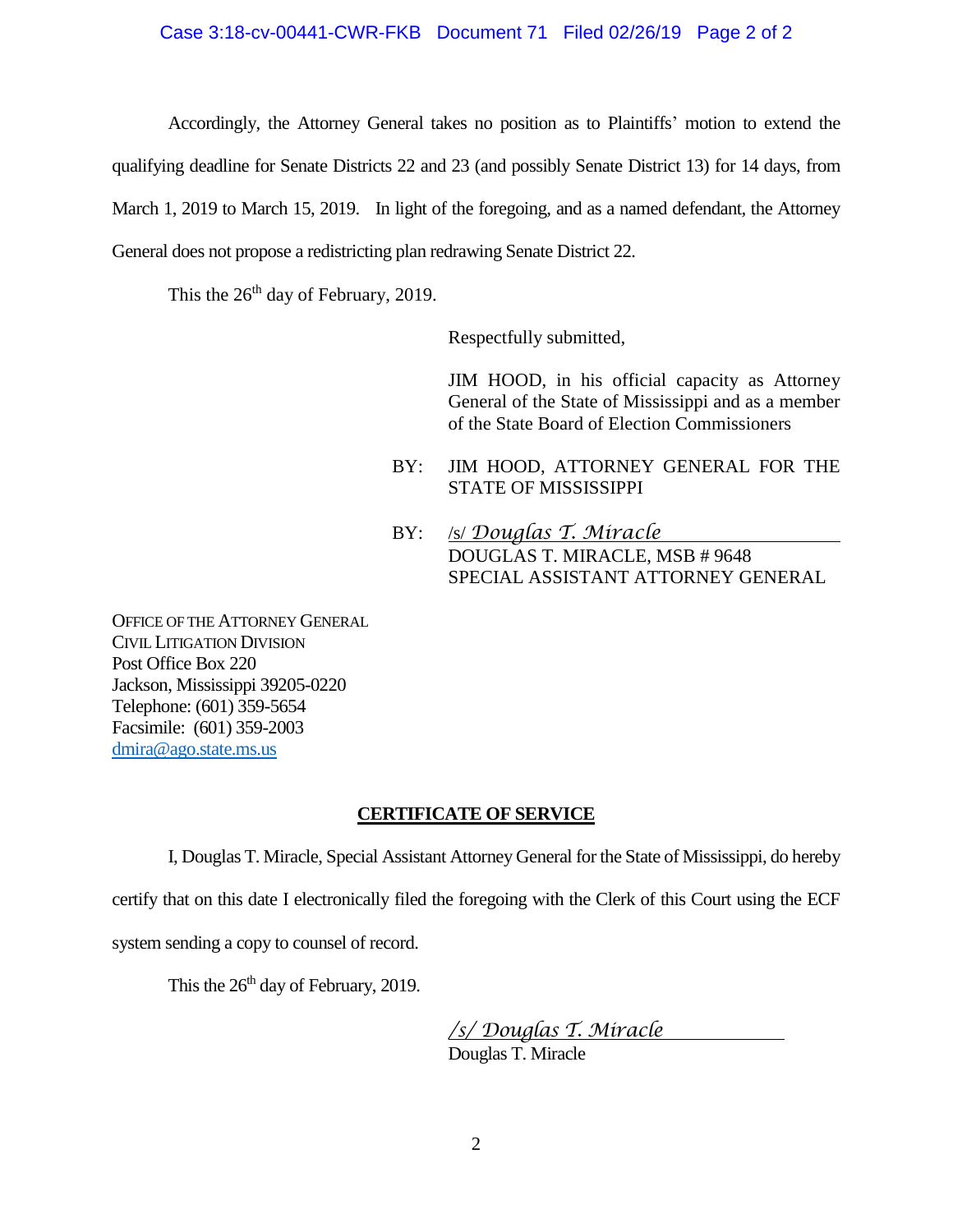Accordingly, the Attorney General takes no position as to Plaintiffs' motion to extend the qualifying deadline for Senate Districts 22 and 23 (and possibly Senate District 13) for 14 days, from March 1, 2019 to March 15, 2019. In light of the foregoing, and as a named defendant, the Attorney General does not propose a redistricting plan redrawing Senate District 22.

This the 26th day of February, 2019.

Respectfully submitted,

JIM HOOD, in his official capacity as Attorney General of the State of Mississippi and as a member of the State Board of Election Commissioners

BY: JIM HOOD, ATTORNEY GENERAL FOR THE STATE OF MISSISSIPPI

BY: /s/ *Douglas T. Miracle*
DOUGLAS T. MIRACLE, MSB # 9648
SPECIAL ASSISTANT ATTORNEY GENERAL

OFFICE OF THE ATTORNEY GENERAL
CIVIL LITIGATION DIVISION
Post Office Box 220
Jackson, Mississippi 39205-0220
Telephone: (601) 359-5654
Facsimile: (601) 359-2003
dmira@ago.state.ms.us

## CERTIFICATE OF SERVICE

I, Douglas T. Miracle, Special Assistant Attorney General for the State of Mississippi, do hereby certify that on this date I electronically filed the foregoing with the Clerk of this Court using the ECF system sending a copy to counsel of record.

This the 26th day of February, 2019.

*/s/ Douglas T. Miracle*
Douglas T. Miracle